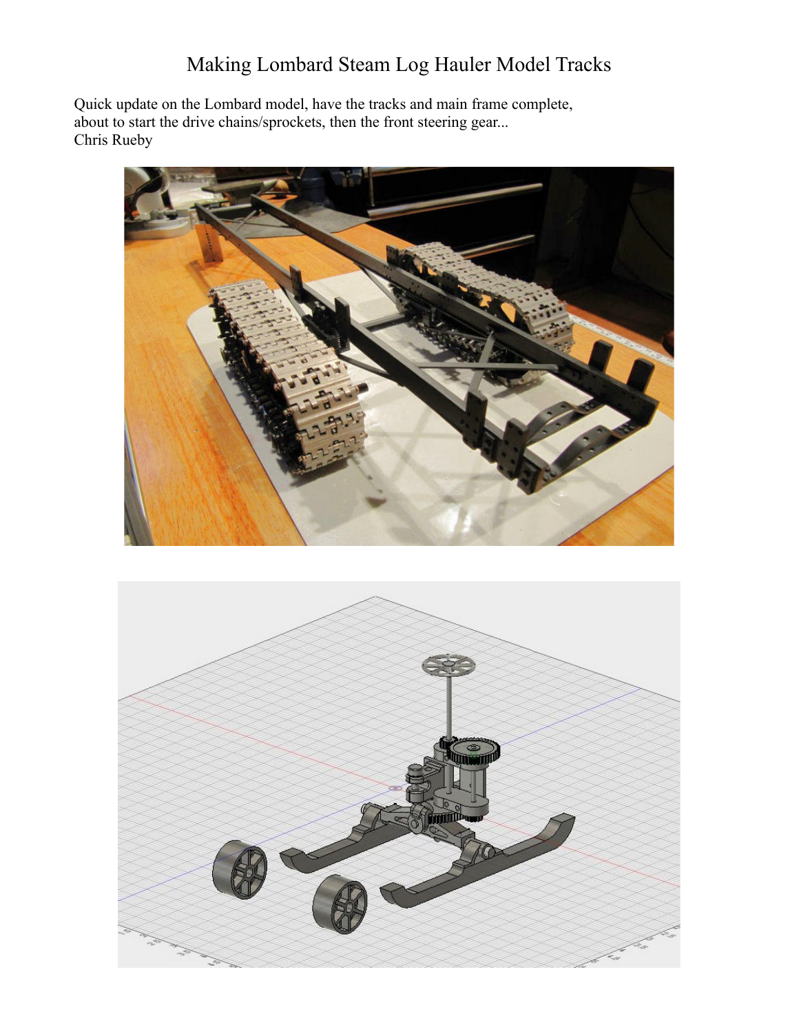# Making Lombard Steam Log Hauler Model Tracks

Quick update on the Lombard model, have the tracks and main frame complete, about to start the drive chains/sprockets, then the front steering gear...
Chris Rueby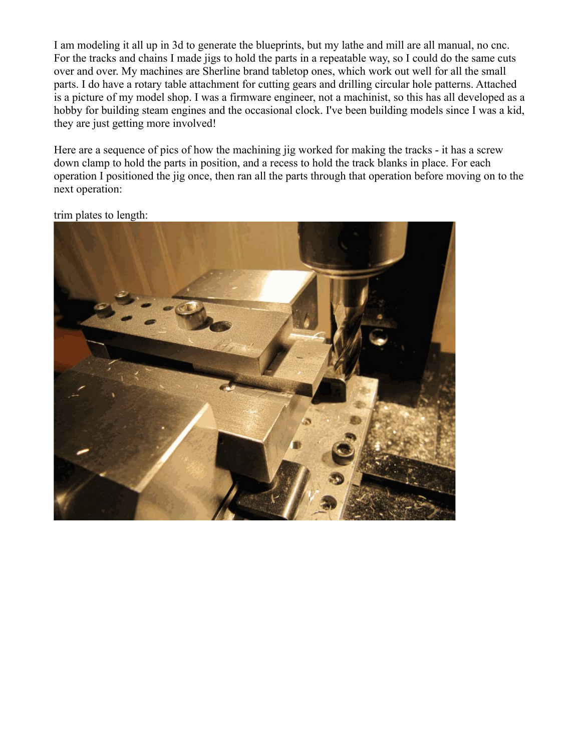I am modeling it all up in 3d to generate the blueprints, but my lathe and mill are all manual, no cnc. For the tracks and chains I made jigs to hold the parts in a repeatable way, so I could do the same cuts over and over. My machines are Sherline brand tabletop ones, which work out well for all the small parts. I do have a rotary table attachment for cutting gears and drilling circular hole patterns. Attached is a picture of my model shop. I was a firmware engineer, not a machinist, so this has all developed as a hobby for building steam engines and the occasional clock. I've been building models since I was a kid, they are just getting more involved!

Here are a sequence of pics of how the machining jig worked for making the tracks - it has a screw down clamp to hold the parts in position, and a recess to hold the track blanks in place. For each operation I positioned the jig once, then ran all the parts through that operation before moving on to the next operation:

trim plates to length: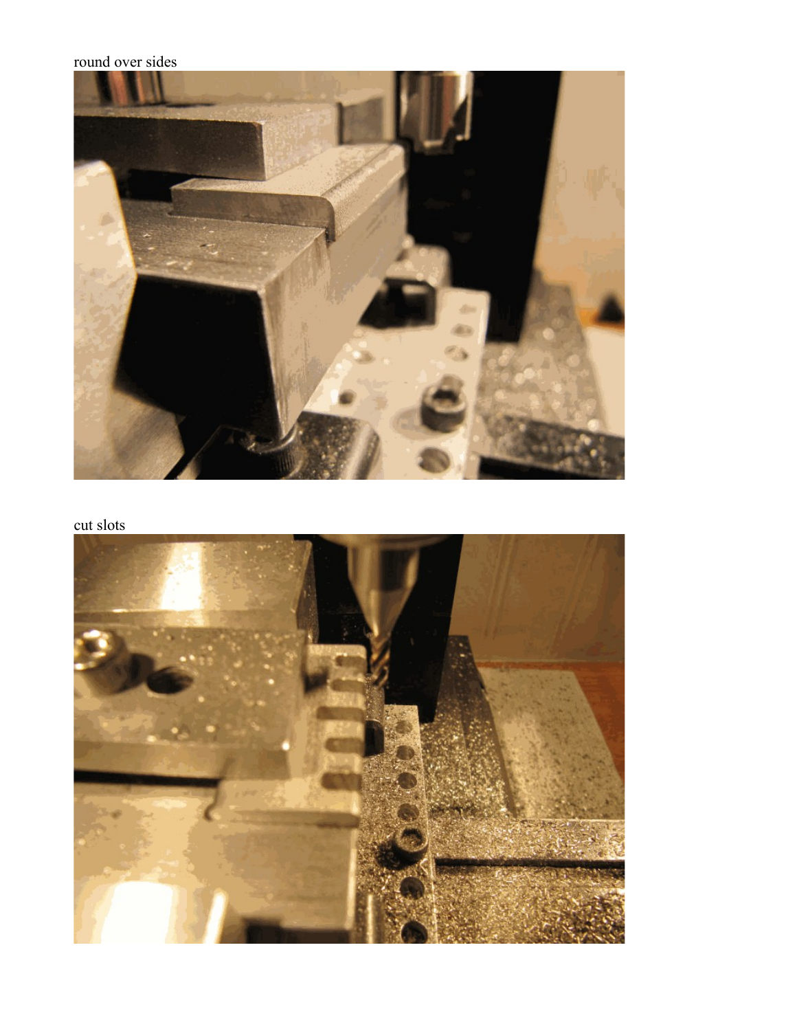round over sides

cut slots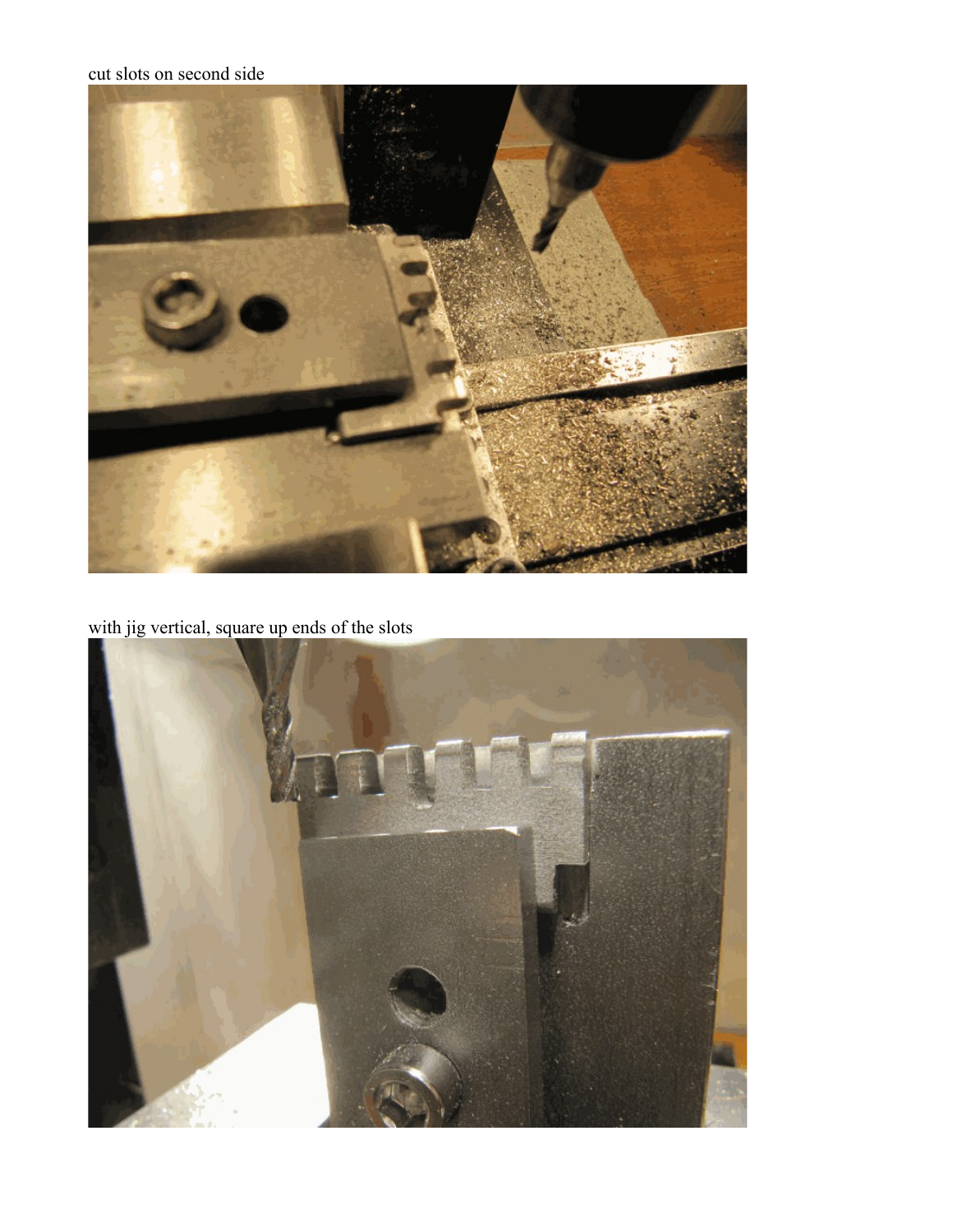cut slots on second side

with jig vertical, square up ends of the slots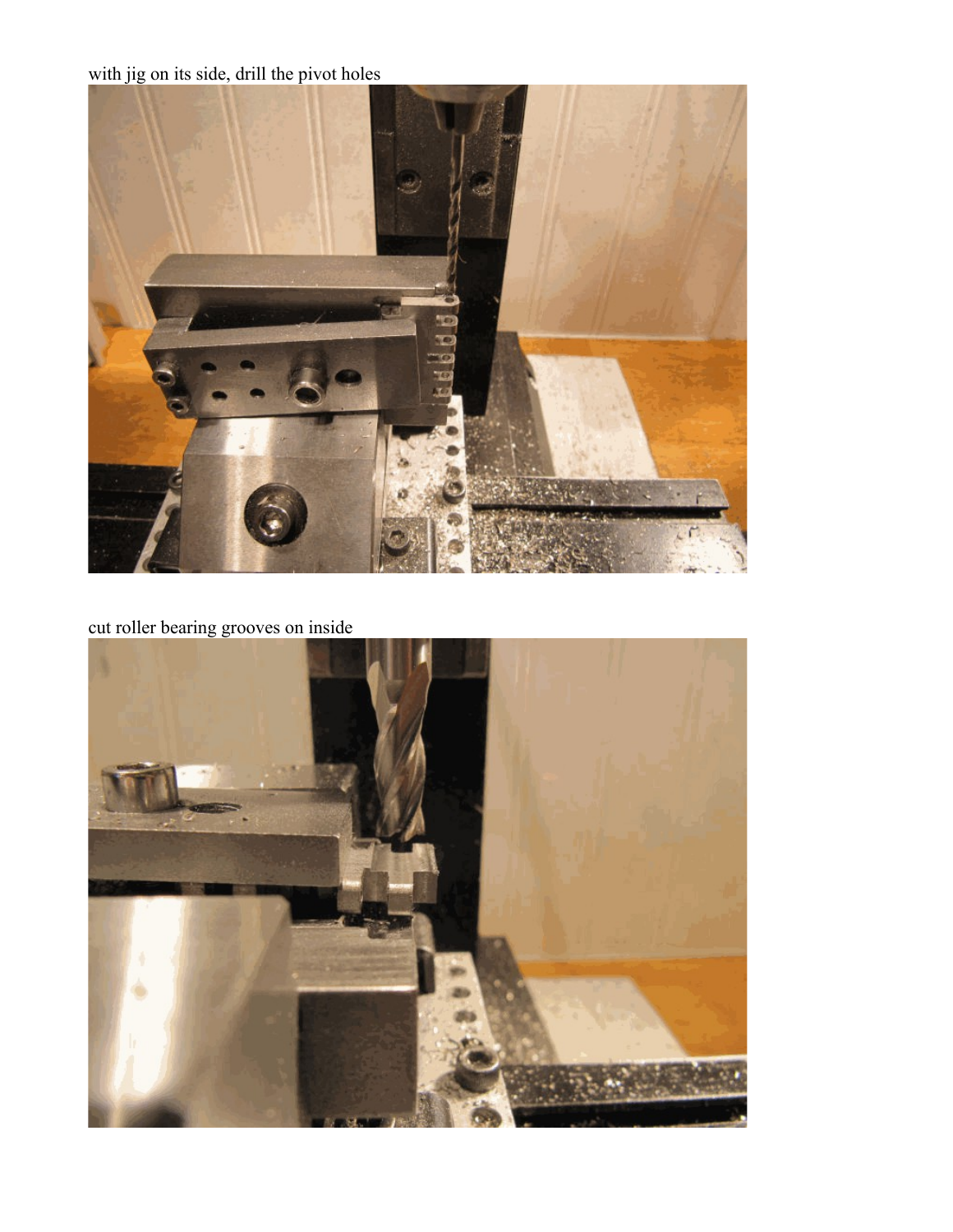with jig on its side, drill the pivot holes

cut roller bearing grooves on inside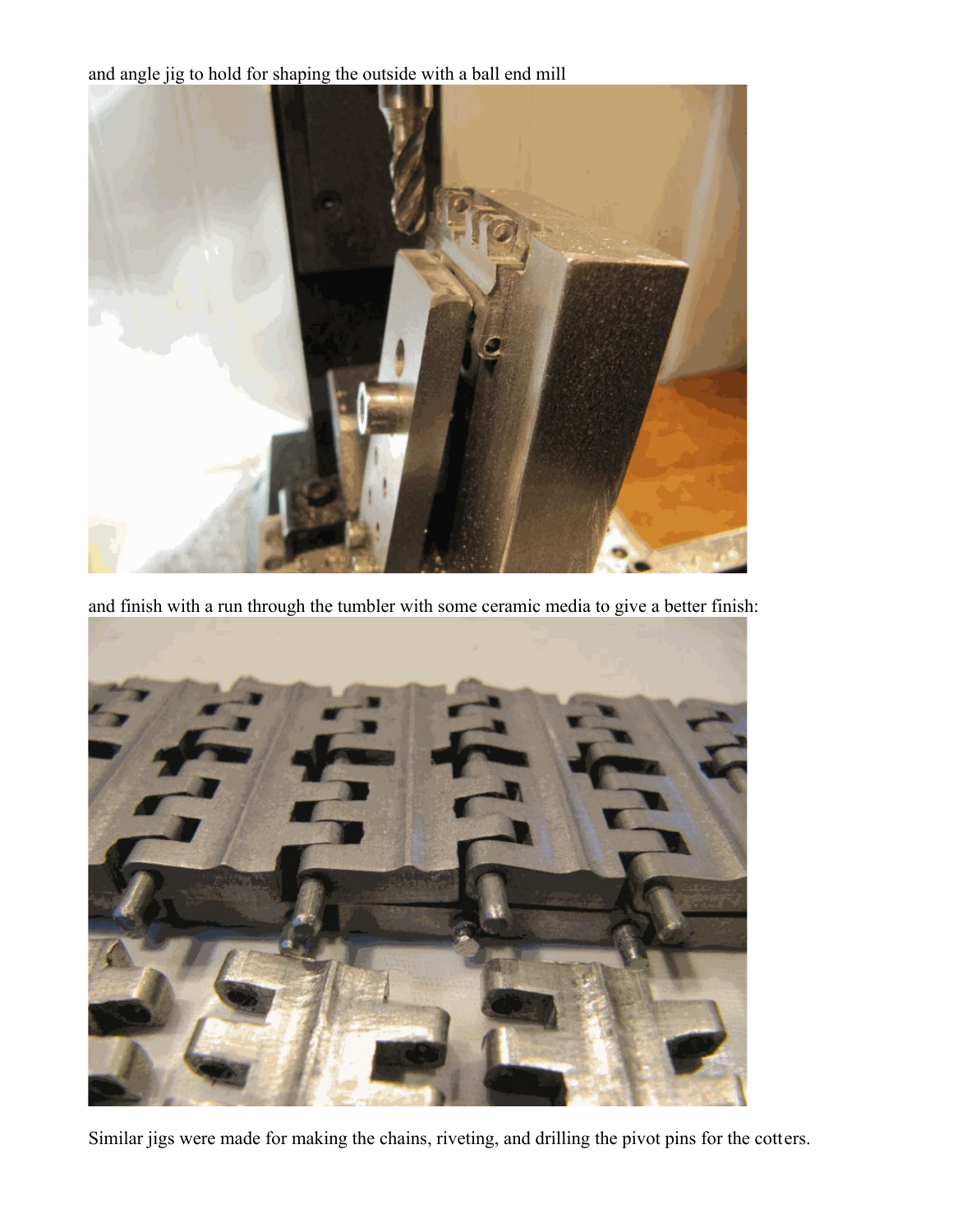and angle jig to hold for shaping the outside with a ball end mill

and finish with a run through the tumbler with some ceramic media to give a better finish:

Similar jigs were made for making the chains, riveting, and drilling the pivot pins for the cotters.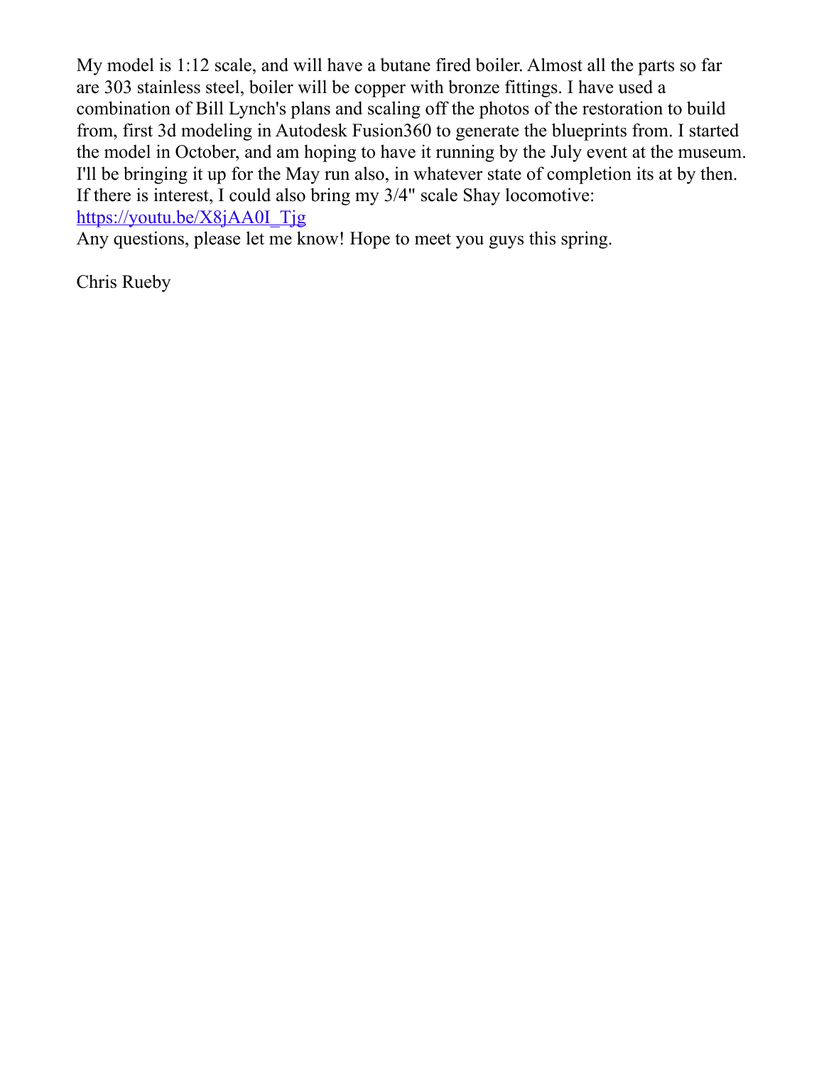My model is 1:12 scale, and will have a butane fired boiler. Almost all the parts so far are 303 stainless steel, boiler will be copper with bronze fittings. I have used a combination of Bill Lynch's plans and scaling off the photos of the restoration to build from, first 3d modeling in Autodesk Fusion360 to generate the blueprints from. I started the model in October, and am hoping to have it running by the July event at the museum. I'll be bringing it up for the May run also, in whatever state of completion its at by then. If there is interest, I could also bring my 3/4" scale Shay locomotive:
[https://youtu.be/X8jAA0I_Tjg](https://youtu.be/X8jAA0I_Tjg)
Any questions, please let me know! Hope to meet you guys this spring.

Chris Rueby